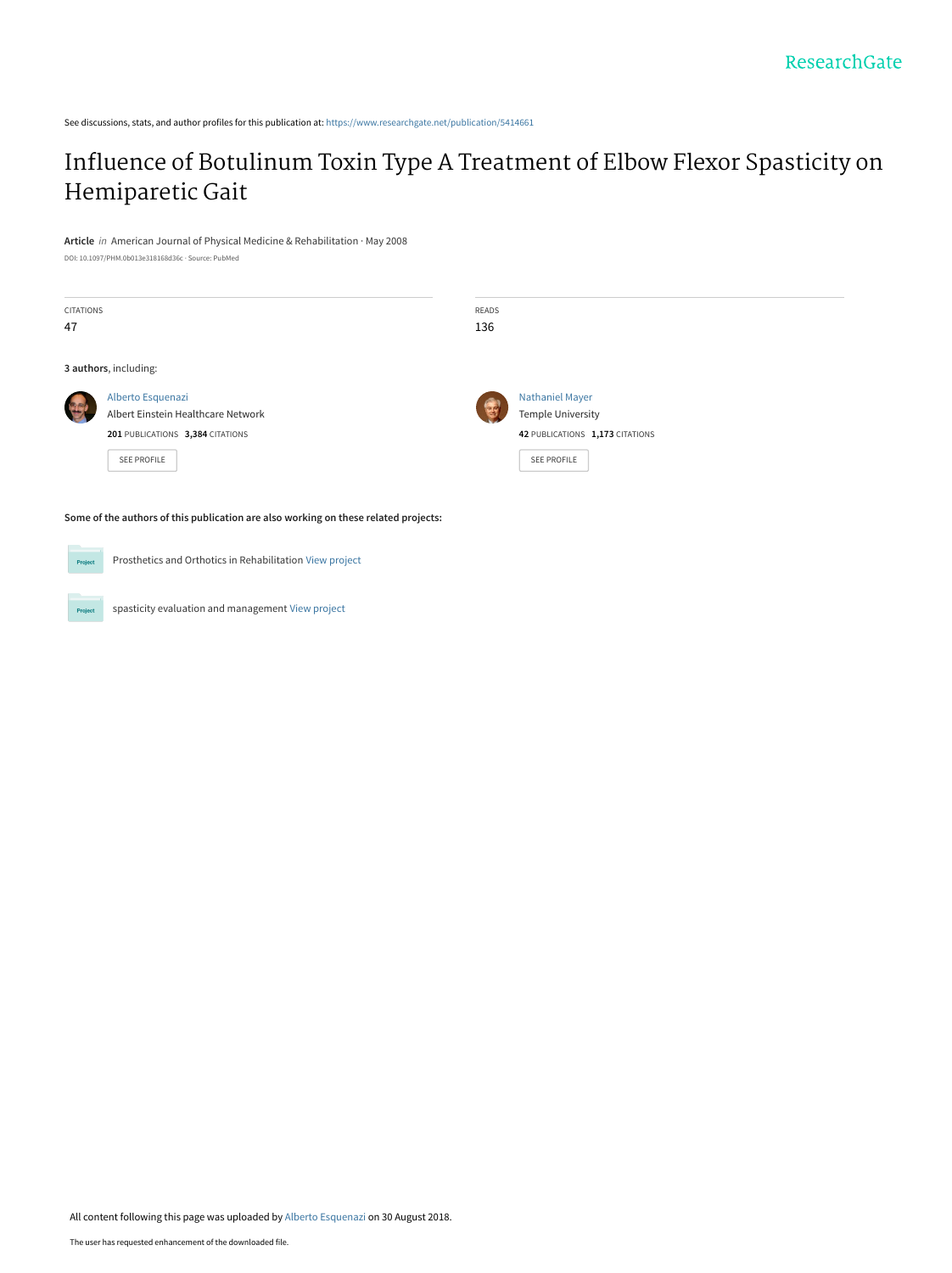See discussions, stats, and author profiles for this publication at: https://www.researchgate.net/publication/5414661

# Influence of Botulinum Toxin Type A Treatment of Elbow Flexor Spasticity on Hemiparetic Gait

**Article** *in* American Journal of Physical Medicine & Rehabilitation · May 2008

DOI: 10.1097/PHM.0b013e318168d36c · Source: PubMed

CITATIONS
47

READS
136

**3 authors**, including:

Alberto Esquenazi
Albert Einstein Healthcare Network
**201** PUBLICATIONS **3,384** CITATIONS

SEE PROFILE

Nathaniel Mayer
Temple University
**42** PUBLICATIONS **1,173** CITATIONS

SEE PROFILE

**Some of the authors of this publication are also working on these related projects:**

Prosthetics and Orthotics in Rehabilitation View project

spasticity evaluation and management View project

All content following this page was uploaded by Alberto Esquenazi on 30 August 2018.

The user has requested enhancement of the downloaded file.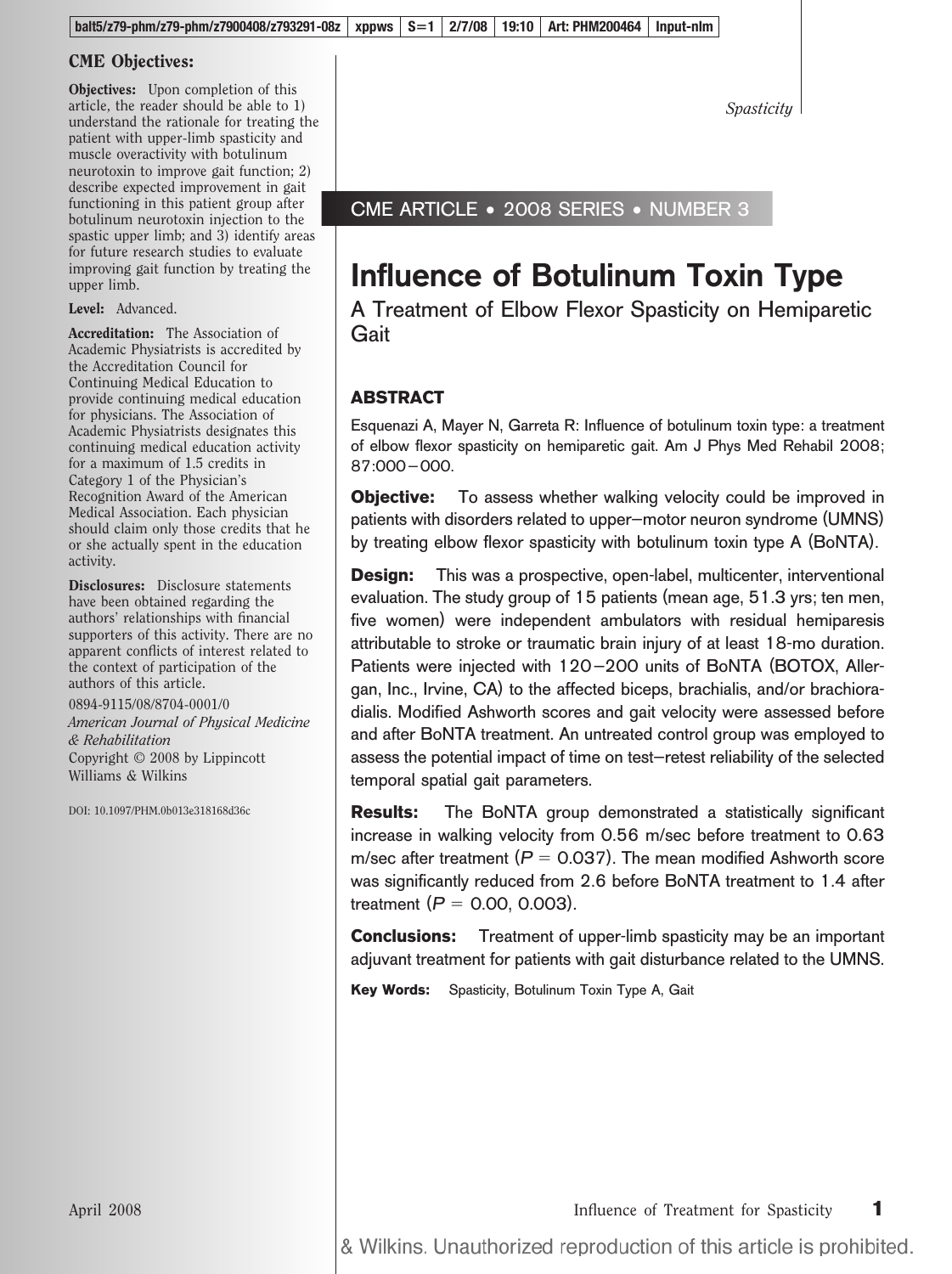## CME Objectives:

**Objectives:** Upon completion of this article, the reader should be able to 1) understand the rationale for treating the patient with upper-limb spasticity and muscle overactivity with botulinum neurotoxin to improve gait function; 2) describe expected improvement in gait functioning in this patient group after botulinum neurotoxin injection to the spastic upper limb; and 3) identify areas for future research studies to evaluate improving gait function by treating the upper limb.

**Level:** Advanced.

**Accreditation:** The Association of Academic Physiatrists is accredited by the Accreditation Council for Continuing Medical Education to provide continuing medical education for physicians. The Association of Academic Physiatrists designates this continuing medical education activity for a maximum of 1.5 credits in Category 1 of the Physician's Recognition Award of the American Medical Association. Each physician should claim only those credits that he or she actually spent in the education activity.

**Disclosures:** Disclosure statements have been obtained regarding the authors' relationships with financial supporters of this activity. There are no apparent conflicts of interest related to the context of participation of the authors of this article.

0894-9115/08/8704-0001/0
*American Journal of Physical Medicine & Rehabilitation*
Copyright © 2008 by Lippincott Williams & Wilkins

DOI: 10.1097/PHM.0b013e318168d36c

*Spasticity*

CME ARTICLE • 2008 SERIES • NUMBER 3

# Influence of Botulinum Toxin Type

## A Treatment of Elbow Flexor Spasticity on Hemiparetic Gait

### ABSTRACT

Esquenazi A, Mayer N, Garreta R: Influence of botulinum toxin type: a treatment of elbow flexor spasticity on hemiparetic gait. Am J Phys Med Rehabil 2008; 87:000–000.

**Objective:** To assess whether walking velocity could be improved in patients with disorders related to upper–motor neuron syndrome (UMNS) by treating elbow flexor spasticity with botulinum toxin type A (BoNTA).

**Design:** This was a prospective, open-label, multicenter, interventional evaluation. The study group of 15 patients (mean age, 51.3 yrs; ten men, five women) were independent ambulators with residual hemiparesis attributable to stroke or traumatic brain injury of at least 18-mo duration. Patients were injected with 120–200 units of BoNTA (BOTOX, Allergan, Inc., Irvine, CA) to the affected biceps, brachialis, and/or brachioradialis. Modified Ashworth scores and gait velocity were assessed before and after BoNTA treatment. An untreated control group was employed to assess the potential impact of time on test–retest reliability of the selected temporal spatial gait parameters.

**Results:** The BoNTA group demonstrated a statistically significant increase in walking velocity from 0.56 m/sec before treatment to 0.63 m/sec after treatment ($P = 0.037$). The mean modified Ashworth score was significantly reduced from 2.6 before BoNTA treatment to 1.4 after treatment ($P = 0.00, 0.003$).

**Conclusions:** Treatment of upper-limb spasticity may be an important adjuvant treatment for patients with gait disturbance related to the UMNS.

**Key Words:** Spasticity, Botulinum Toxin Type A, Gait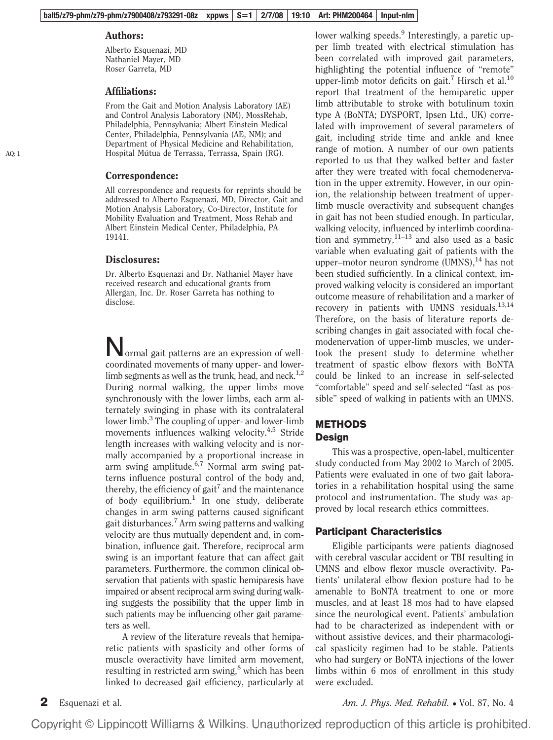## Authors:

Alberto Esquenazi, MD
Nathaniel Mayer, MD
Roser Garreta, MD

## Affiliations:

From the Gait and Motion Analysis Laboratory (AE) and Control Analysis Laboratory (NM), MossRehab, Philadelphia, Pennsylvania; Albert Einstein Medical Center, Philadelphia, Pennsylvania (AE, NM); and Department of Physical Medicine and Rehabilitation, Hospital Mútua de Terrassa, Terrassa, Spain (RG).

## Correspondence:

All correspondence and requests for reprints should be addressed to Alberto Esquenazi, MD, Director, Gait and Motion Analysis Laboratory, Co-Director, Institute for Mobility Evaluation and Treatment, Moss Rehab and Albert Einstein Medical Center, Philadelphia, PA 19141.

## Disclosures:

Dr. Alberto Esquenazi and Dr. Nathaniel Mayer have received research and educational grants from Allergan, Inc. Dr. Roser Garreta has nothing to disclose.

Normal gait patterns are an expression of well-coordinated movements of many upper- and lower-limb segments as well as the trunk, head, and neck.[1,2] During normal walking, the upper limbs move synchronously with the lower limbs, each arm alternately swinging in phase with its contralateral lower limb.[3] The coupling of upper- and lower-limb movements influences walking velocity.[4,5] Stride length increases with walking velocity and is normally accompanied by a proportional increase in arm swing amplitude.[6,7] Normal arm swing patterns influence postural control of the body and, thereby, the efficiency of gait[7] and the maintenance of body equilibrium.[1] In one study, deliberate changes in arm swing patterns caused significant gait disturbances.[7] Arm swing patterns and walking velocity are thus mutually dependent and, in combination, influence gait. Therefore, reciprocal arm swing is an important feature that can affect gait parameters. Furthermore, the common clinical observation that patients with spastic hemiparesis have impaired or absent reciprocal arm swing during walking suggests the possibility that the upper limb in such patients may be influencing other gait parameters as well.

A review of the literature reveals that hemiparetic patients with spasticity and other forms of muscle overactivity have limited arm movement, resulting in restricted arm swing,[8] which has been linked to decreased gait efficiency, particularly at lower walking speeds.[9] Interestingly, a paretic upper limb treated with electrical stimulation has been correlated with improved gait parameters, highlighting the potential influence of "remote" upper-limb motor deficits on gait.[7] Hirsch et al.[10] report that treatment of the hemiparetic upper limb attributable to stroke with botulinum toxin type A (BoNTA; DYSPORT, Ipsen Ltd., UK) correlated with improvement of several parameters of gait, including stride time and ankle and knee range of motion. A number of our own patients reported to us that they walked better and faster after they were treated with focal chemodenervation in the upper extremity. However, in our opinion, the relationship between treatment of upper-limb muscle overactivity and subsequent changes in gait has not been studied enough. In particular, walking velocity, influenced by interlimb coordination and symmetry,[11–13] and also used as a basic variable when evaluating gait of patients with the upper–motor neuron syndrome (UMNS),[14] has not been studied sufficiently. In a clinical context, improved walking velocity is considered an important outcome measure of rehabilitation and a marker of recovery in patients with UMNS residuals.[13,14] Therefore, on the basis of literature reports describing changes in gait associated with focal chemodenervation of upper-limb muscles, we undertook the present study to determine whether treatment of spastic elbow flexors with BoNTA could be linked to an increase in self-selected "comfortable" speed and self-selected "fast as possible" speed of walking in patients with an UMNS.

## METHODS

### Design

This was a prospective, open-label, multicenter study conducted from May 2002 to March of 2005. Patients were evaluated in one of two gait laboratories in a rehabilitation hospital using the same protocol and instrumentation. The study was approved by local research ethics committees.

### Participant Characteristics

Eligible participants were patients diagnosed with cerebral vascular accident or TBI resulting in UMNS and elbow flexor muscle overactivity. Patients' unilateral elbow flexion posture had to be amenable to BoNTA treatment to one or more muscles, and at least 18 mos had to have elapsed since the neurological event. Patients' ambulation had to be characterized as independent with or without assistive devices, and their pharmacological spasticity regimen had to be stable. Patients who had surgery or BoNTA injections of the lower limbs within 6 mos of enrollment in this study were excluded.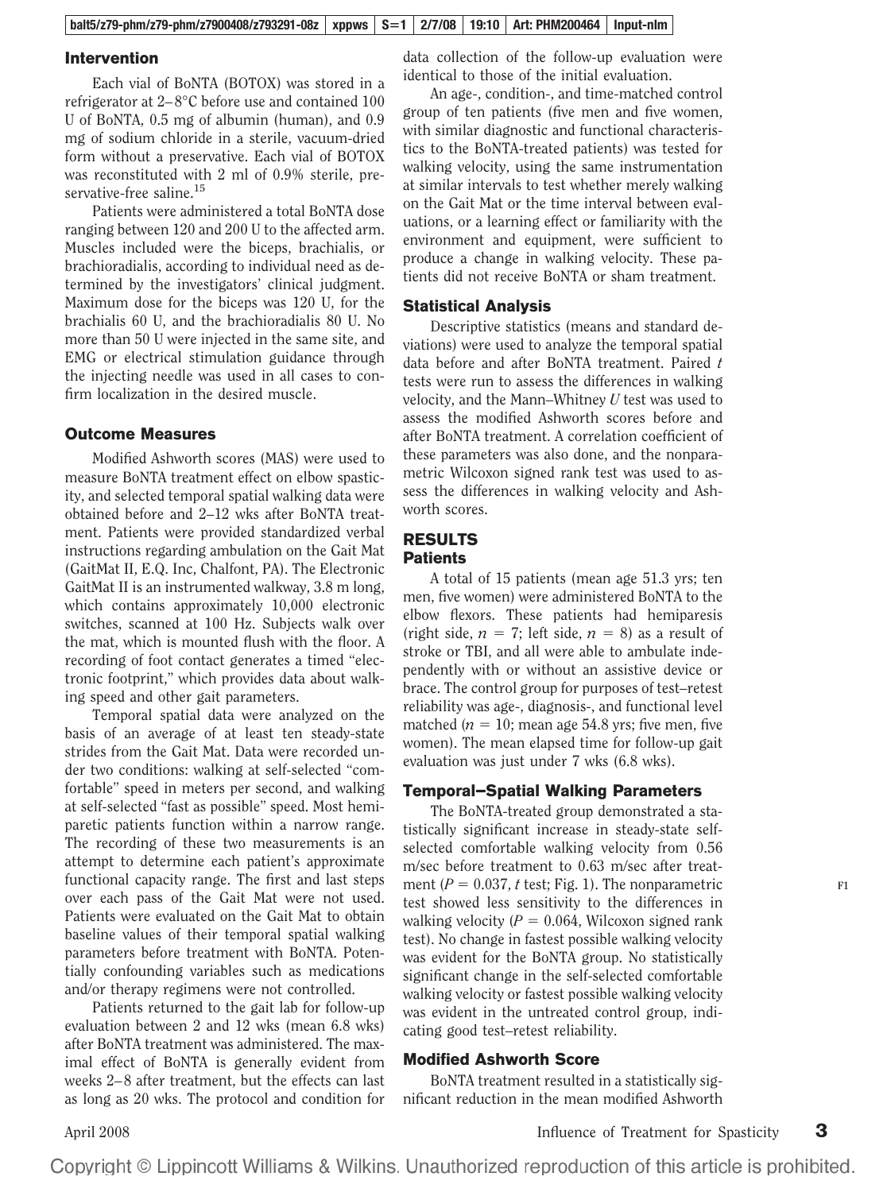### Intervention

Each vial of BoNTA (BOTOX) was stored in a refrigerator at 2–8°C before use and contained 100 U of BoNTA, 0.5 mg of albumin (human), and 0.9 mg of sodium chloride in a sterile, vacuum-dried form without a preservative. Each vial of BOTOX was reconstituted with 2 ml of 0.9% sterile, preservative-free saline.[15]

Patients were administered a total BoNTA dose ranging between 120 and 200 U to the affected arm. Muscles included were the biceps, brachialis, or brachioradialis, according to individual need as determined by the investigators' clinical judgment. Maximum dose for the biceps was 120 U, for the brachialis 60 U, and the brachioradialis 80 U. No more than 50 U were injected in the same site, and EMG or electrical stimulation guidance through the injecting needle was used in all cases to confirm localization in the desired muscle.

### Outcome Measures

Modified Ashworth scores (MAS) were used to measure BoNTA treatment effect on elbow spasticity, and selected temporal spatial walking data were obtained before and 2–12 wks after BoNTA treatment. Patients were provided standardized verbal instructions regarding ambulation on the Gait Mat (GaitMat II, E.Q. Inc, Chalfont, PA). The Electronic GaitMat II is an instrumented walkway, 3.8 m long, which contains approximately 10,000 electronic switches, scanned at 100 Hz. Subjects walk over the mat, which is mounted flush with the floor. A recording of foot contact generates a timed "electronic footprint," which provides data about walking speed and other gait parameters.

Temporal spatial data were analyzed on the basis of an average of at least ten steady-state strides from the Gait Mat. Data were recorded under two conditions: walking at self-selected "comfortable" speed in meters per second, and walking at self-selected "fast as possible" speed. Most hemiparetic patients function within a narrow range. The recording of these two measurements is an attempt to determine each patient's approximate functional capacity range. The first and last steps over each pass of the Gait Mat were not used. Patients were evaluated on the Gait Mat to obtain baseline values of their temporal spatial walking parameters before treatment with BoNTA. Potentially confounding variables such as medications and/or therapy regimens were not controlled.

Patients returned to the gait lab for follow-up evaluation between 2 and 12 wks (mean 6.8 wks) after BoNTA treatment was administered. The maximal effect of BoNTA is generally evident from weeks 2–8 after treatment, but the effects can last as long as 20 wks. The protocol and condition for data collection of the follow-up evaluation were identical to those of the initial evaluation.

An age-, condition-, and time-matched control group of ten patients (five men and five women, with similar diagnostic and functional characteristics to the BoNTA-treated patients) was tested for walking velocity, using the same instrumentation at similar intervals to test whether merely walking on the Gait Mat or the time interval between evaluations, or a learning effect or familiarity with the environment and equipment, were sufficient to produce a change in walking velocity. These patients did not receive BoNTA or sham treatment.

### Statistical Analysis

Descriptive statistics (means and standard deviations) were used to analyze the temporal spatial data before and after BoNTA treatment. Paired $t$ tests were run to assess the differences in walking velocity, and the Mann–Whitney $U$ test was used to assess the modified Ashworth scores before and after BoNTA treatment. A correlation coefficient of these parameters was also done, and the nonparametric Wilcoxon signed rank test was used to assess the differences in walking velocity and Ashworth scores.

## RESULTS

### Patients

A total of 15 patients (mean age 51.3 yrs; ten men, five women) were administered BoNTA to the elbow flexors. These patients had hemiparesis (right side, $n = 7$; left side, $n = 8$) as a result of stroke or TBI, and all were able to ambulate independently with or without an assistive device or brace. The control group for purposes of test–retest reliability was age-, diagnosis-, and functional level matched ($n = 10$; mean age 54.8 yrs; five men, five women). The mean elapsed time for follow-up gait evaluation was just under 7 wks (6.8 wks).

### Temporal–Spatial Walking Parameters

The BoNTA-treated group demonstrated a statistically significant increase in steady-state self-selected comfortable walking velocity from 0.56 m/sec before treatment to 0.63 m/sec after treatment ($P = 0.037$, $t$ test; Fig. 1). The nonparametric test showed less sensitivity to the differences in walking velocity ($P = 0.064$, Wilcoxon signed rank test). No change in fastest possible walking velocity was evident for the BoNTA group. No statistically significant change in the self-selected comfortable walking velocity or fastest possible walking velocity was evident in the untreated control group, indicating good test–retest reliability.

### Modified Ashworth Score

BoNTA treatment resulted in a statistically significant reduction in the mean modified Ashworth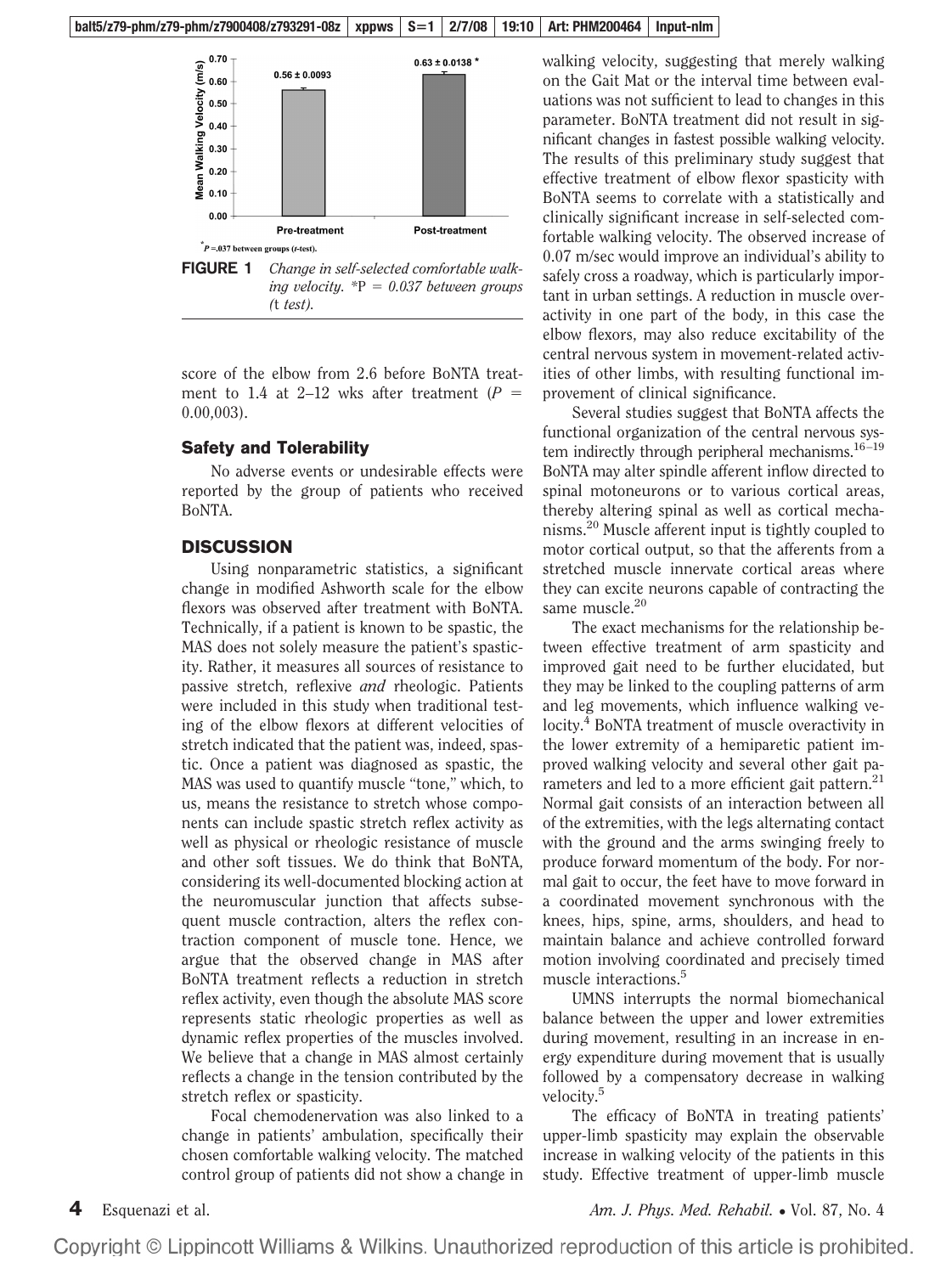**FIGURE 1** *Change in self-selected comfortable walking velocity.* *P = *0.037 between groups (*t *test).*

score of the elbow from 2.6 before BoNTA treatment to 1.4 at 2–12 wks after treatment ($P$ = 0.00,003).

### Safety and Tolerability

No adverse events or undesirable effects were reported by the group of patients who received BoNTA.

## DISCUSSION

Using nonparametric statistics, a significant change in modified Ashworth scale for the elbow flexors was observed after treatment with BoNTA. Technically, if a patient is known to be spastic, the MAS does not solely measure the patient's spasticity. Rather, it measures all sources of resistance to passive stretch, reflexive *and* rheologic. Patients were included in this study when traditional testing of the elbow flexors at different velocities of stretch indicated that the patient was, indeed, spastic. Once a patient was diagnosed as spastic, the MAS was used to quantify muscle "tone," which, to us, means the resistance to stretch whose components can include spastic stretch reflex activity as well as physical or rheologic resistance of muscle and other soft tissues. We do think that BoNTA, considering its well-documented blocking action at the neuromuscular junction that affects subsequent muscle contraction, alters the reflex contraction component of muscle tone. Hence, we argue that the observed change in MAS after BoNTA treatment reflects a reduction in stretch reflex activity, even though the absolute MAS score represents static rheologic properties as well as dynamic reflex properties of the muscles involved. We believe that a change in MAS almost certainly reflects a change in the tension contributed by the stretch reflex or spasticity.

Focal chemodenervation was also linked to a change in patients' ambulation, specifically their chosen comfortable walking velocity. The matched control group of patients did not show a change in walking velocity, suggesting that merely walking on the Gait Mat or the interval time between evaluations was not sufficient to lead to changes in this parameter. BoNTA treatment did not result in significant changes in fastest possible walking velocity. The results of this preliminary study suggest that effective treatment of elbow flexor spasticity with BoNTA seems to correlate with a statistically and clinically significant increase in self-selected comfortable walking velocity. The observed increase of 0.07 m/sec would improve an individual's ability to safely cross a roadway, which is particularly important in urban settings. A reduction in muscle overactivity in one part of the body, in this case the elbow flexors, may also reduce excitability of the central nervous system in movement-related activities of other limbs, with resulting functional improvement of clinical significance.

Several studies suggest that BoNTA affects the functional organization of the central nervous system indirectly through peripheral mechanisms.[16–19] BoNTA may alter spindle afferent inflow directed to spinal motoneurons or to various cortical areas, thereby altering spinal as well as cortical mechanisms.[20] Muscle afferent input is tightly coupled to motor cortical output, so that the afferents from a stretched muscle innervate cortical areas where they can excite neurons capable of contracting the same muscle.[20]

The exact mechanisms for the relationship between effective treatment of arm spasticity and improved gait need to be further elucidated, but they may be linked to the coupling patterns of arm and leg movements, which influence walking velocity.[4] BoNTA treatment of muscle overactivity in the lower extremity of a hemiparetic patient improved walking velocity and several other gait parameters and led to a more efficient gait pattern.[21] Normal gait consists of an interaction between all of the extremities, with the legs alternating contact with the ground and the arms swinging freely to produce forward momentum of the body. For normal gait to occur, the feet have to move forward in a coordinated movement synchronous with the knees, hips, spine, arms, shoulders, and head to maintain balance and achieve controlled forward motion involving coordinated and precisely timed muscle interactions.[5]

UMNS interrupts the normal biomechanical balance between the upper and lower extremities during movement, resulting in an increase in energy expenditure during movement that is usually followed by a compensatory decrease in walking velocity.[5]

The efficacy of BoNTA in treating patients' upper-limb spasticity may explain the observable increase in walking velocity of the patients in this study. Effective treatment of upper-limb muscle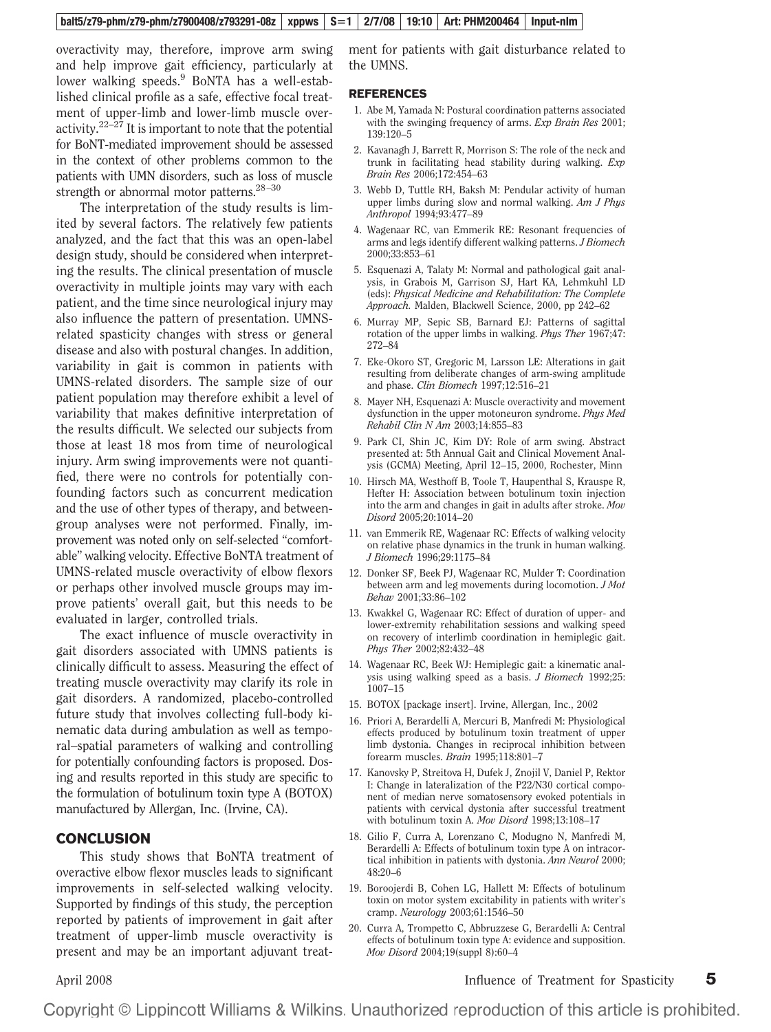overactivity may, therefore, improve arm swing and help improve gait efficiency, particularly at lower walking speeds.[9] BoNTA has a well-established clinical profile as a safe, effective focal treatment of upper-limb and lower-limb muscle overactivity.[22–27] It is important to note that the potential for BoNT-mediated improvement should be assessed in the context of other problems common to the patients with UMN disorders, such as loss of muscle strength or abnormal motor patterns.[28–30]

The interpretation of the study results is limited by several factors. The relatively few patients analyzed, and the fact that this was an open-label design study, should be considered when interpreting the results. The clinical presentation of muscle overactivity in multiple joints may vary with each patient, and the time since neurological injury may also influence the pattern of presentation. UMNS-related spasticity changes with stress or general disease and also with postural changes. In addition, variability in gait is common in patients with UMNS-related disorders. The sample size of our patient population may therefore exhibit a level of variability that makes definitive interpretation of the results difficult. We selected our subjects from those at least 18 mos from time of neurological injury. Arm swing improvements were not quantified, there were no controls for potentially confounding factors such as concurrent medication and the use of other types of therapy, and between-group analyses were not performed. Finally, improvement was noted only on self-selected "comfortable" walking velocity. Effective BoNTA treatment of UMNS-related muscle overactivity of elbow flexors or perhaps other involved muscle groups may improve patients' overall gait, but this needs to be evaluated in larger, controlled trials.

The exact influence of muscle overactivity in gait disorders associated with UMNS patients is clinically difficult to assess. Measuring the effect of treating muscle overactivity may clarify its role in gait disorders. A randomized, placebo-controlled future study that involves collecting full-body kinematic data during ambulation as well as temporal–spatial parameters of walking and controlling for potentially confounding factors is proposed. Dosing and results reported in this study are specific to the formulation of botulinum toxin type A (BOTOX) manufactured by Allergan, Inc. (Irvine, CA).

## CONCLUSION

This study shows that BoNTA treatment of overactive elbow flexor muscles leads to significant improvements in self-selected walking velocity. Supported by findings of this study, the perception reported by patients of improvement in gait after treatment of upper-limb muscle overactivity is present and may be an important adjuvant treatment for patients with gait disturbance related to the UMNS.

## REFERENCES

1. Abe M, Yamada N: Postural coordination patterns associated with the swinging frequency of arms. *Exp Brain Res* 2001; 139:120–5
2. Kavanagh J, Barrett R, Morrison S: The role of the neck and trunk in facilitating head stability during walking. *Exp Brain Res* 2006;172:454–63
3. Webb D, Tuttle RH, Baksh M: Pendular activity of human upper limbs during slow and normal walking. *Am J Phys Anthropol* 1994;93:477–89
4. Wagenaar RC, van Emmerik RE: Resonant frequencies of arms and legs identify different walking patterns. *J Biomech* 2000;33:853–61
5. Esquenazi A, Talaty M: Normal and pathological gait analysis, in Grabois M, Garrison SJ, Hart KA, Lehmkuhl LD (eds): *Physical Medicine and Rehabilitation: The Complete Approach.* Malden, Blackwell Science, 2000, pp 242–62
6. Murray MP, Sepic SB, Barnard EJ: Patterns of sagittal rotation of the upper limbs in walking. *Phys Ther* 1967;47: 272–84
7. Eke-Okoro ST, Gregoric M, Larsson LE: Alterations in gait resulting from deliberate changes of arm-swing amplitude and phase. *Clin Biomech* 1997;12:516–21
8. Mayer NH, Esquenazi A: Muscle overactivity and movement dysfunction in the upper motoneuron syndrome. *Phys Med Rehabil Clin N Am* 2003;14:855–83
9. Park CI, Shin JC, Kim DY: Role of arm swing. Abstract presented at: 5th Annual Gait and Clinical Movement Analysis (GCMA) Meeting, April 12–15, 2000, Rochester, Minn
10. Hirsch MA, Westhoff B, Toole T, Haupenthal S, Krauspe R, Hefter H: Association between botulinum toxin injection into the arm and changes in gait in adults after stroke. *Mov Disord* 2005;20:1014–20
11. van Emmerik RE, Wagenaar RC: Effects of walking velocity on relative phase dynamics in the trunk in human walking. *J Biomech* 1996;29:1175–84
12. Donker SF, Beek PJ, Wagenaar RC, Mulder T: Coordination between arm and leg movements during locomotion. *J Mot Behav* 2001;33:86–102
13. Kwakkel G, Wagenaar RC: Effect of duration of upper- and lower-extremity rehabilitation sessions and walking speed on recovery of interlimb coordination in hemiplegic gait. *Phys Ther* 2002;82:432–48
14. Wagenaar RC, Beek WJ: Hemiplegic gait: a kinematic analysis using walking speed as a basis. *J Biomech* 1992;25: 1007–15
15. BOTOX [package insert]. Irvine, Allergan, Inc., 2002
16. Priori A, Berardelli A, Mercuri B, Manfredi M: Physiological effects produced by botulinum toxin treatment of upper limb dystonia. Changes in reciprocal inhibition between forearm muscles. *Brain* 1995;118:801–7
17. Kanovsky P, Streitova H, Dufek J, Znojil V, Daniel P, Rektor I: Change in lateralization of the P22/N30 cortical component of median nerve somatosensory evoked potentials in patients with cervical dystonia after successful treatment with botulinum toxin A. *Mov Disord* 1998;13:108–17
18. Gilio F, Curra A, Lorenzano C, Modugno N, Manfredi M, Berardelli A: Effects of botulinum toxin type A on intracortical inhibition in patients with dystonia. *Ann Neurol* 2000; 48:20–6
19. Boroojerdi B, Cohen LG, Hallett M: Effects of botulinum toxin on motor system excitability in patients with writer's cramp. *Neurology* 2003;61:1546–50
20. Curra A, Trompetto C, Abbruzzese G, Berardelli A: Central effects of botulinum toxin type A: evidence and supposition. *Mov Disord* 2004;19(suppl 8):60–4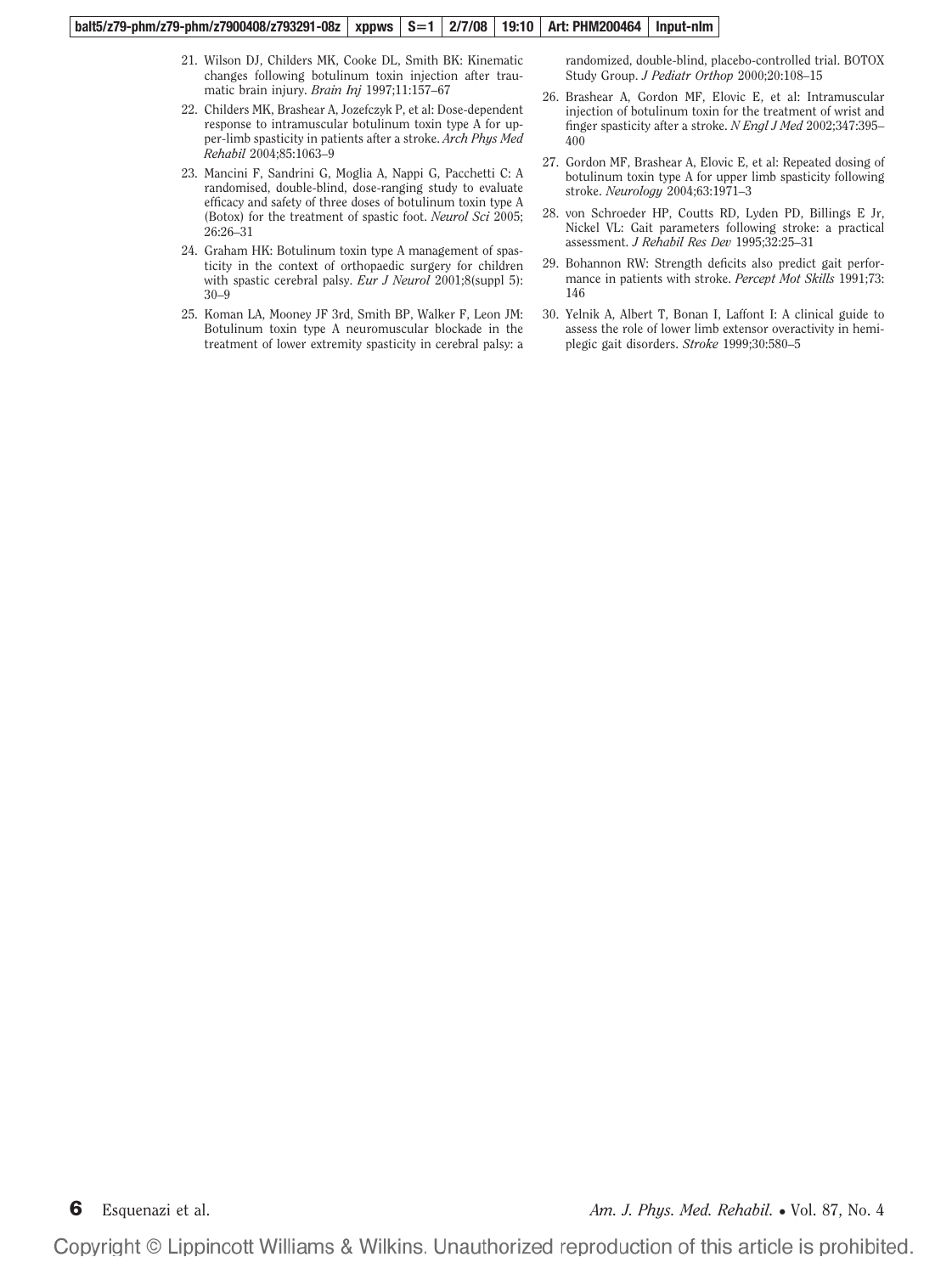21. Wilson DJ, Childers MK, Cooke DL, Smith BK: Kinematic changes following botulinum toxin injection after traumatic brain injury. *Brain Inj* 1997;11:157–67
22. Childers MK, Brashear A, Jozefczyk P, et al: Dose-dependent response to intramuscular botulinum toxin type A for upper-limb spasticity in patients after a stroke. *Arch Phys Med Rehabil* 2004;85:1063–9
23. Mancini F, Sandrini G, Moglia A, Nappi G, Pacchetti C: A randomised, double-blind, dose-ranging study to evaluate efficacy and safety of three doses of botulinum toxin type A (Botox) for the treatment of spastic foot. *Neurol Sci* 2005; 26:26–31
24. Graham HK: Botulinum toxin type A management of spasticity in the context of orthopaedic surgery for children with spastic cerebral palsy. *Eur J Neurol* 2001;8(suppl 5): 30–9
25. Koman LA, Mooney JF 3rd, Smith BP, Walker F, Leon JM: Botulinum toxin type A neuromuscular blockade in the treatment of lower extremity spasticity in cerebral palsy: a randomized, double-blind, placebo-controlled trial. BOTOX Study Group. *J Pediatr Orthop* 2000;20:108–15
26. Brashear A, Gordon MF, Elovic E, et al: Intramuscular injection of botulinum toxin for the treatment of wrist and finger spasticity after a stroke. *N Engl J Med* 2002;347:395–400
27. Gordon MF, Brashear A, Elovic E, et al: Repeated dosing of botulinum toxin type A for upper limb spasticity following stroke. *Neurology* 2004;63:1971–3
28. von Schroeder HP, Coutts RD, Lyden PD, Billings E Jr, Nickel VL: Gait parameters following stroke: a practical assessment. *J Rehabil Res Dev* 1995;32:25–31
29. Bohannon RW: Strength deficits also predict gait performance in patients with stroke. *Percept Mot Skills* 1991;73: 146
30. Yelnik A, Albert T, Bonan I, Laffont I: A clinical guide to assess the role of lower limb extensor overactivity in hemiplegic gait disorders. *Stroke* 1999;30:580–5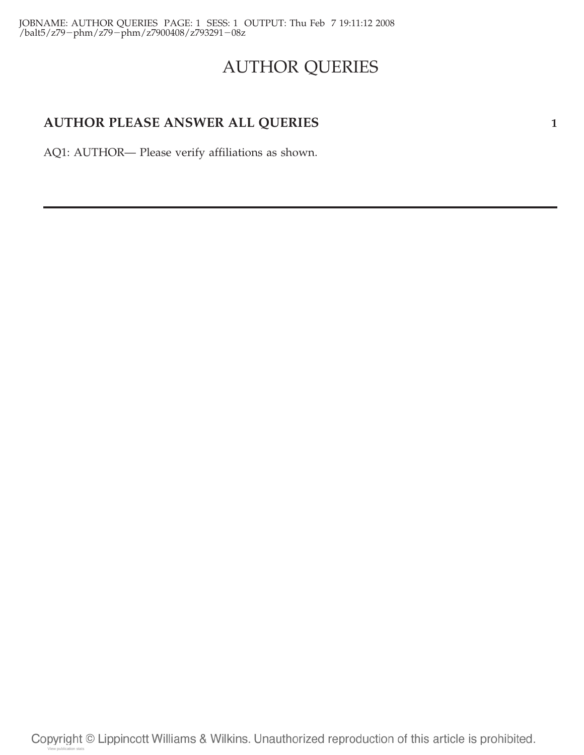# AUTHOR QUERIES

**AUTHOR PLEASE ANSWER ALL QUERIES** **1**

AQ1: AUTHOR— Please verify affiliations as shown.